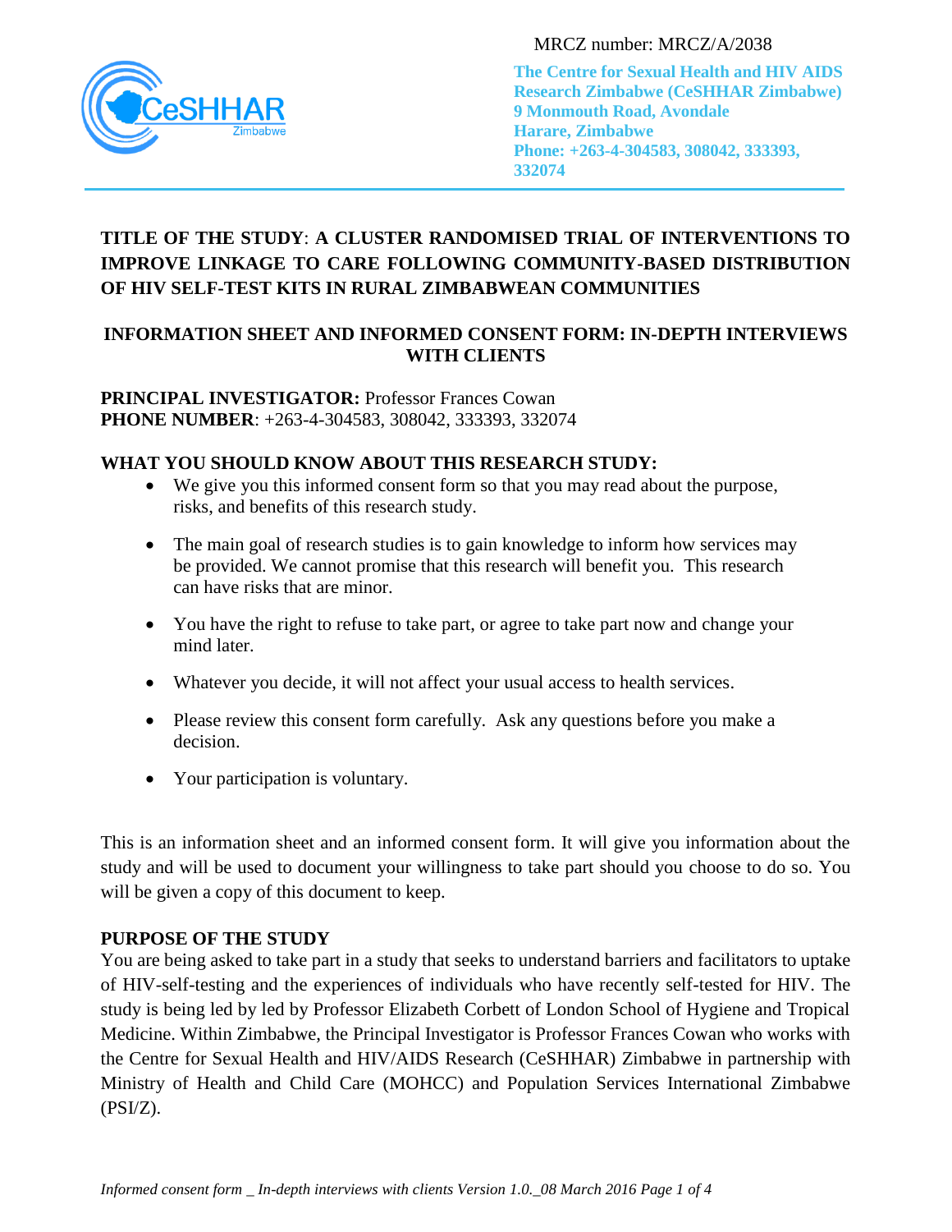MRCZ number: MRCZ/A/2038

**The Centre for Sexual Health and HIV AIDS Research Zimbabwe (CeSHHAR Zimbabwe)**
**9 Monmouth Road, Avondale**
**Harare, Zimbabwe**
**Phone: +263-4-304583, 308042, 333393, 332074**

**TITLE OF THE STUDY**: **A CLUSTER RANDOMISED TRIAL OF INTERVENTIONS TO IMPROVE LINKAGE TO CARE FOLLOWING COMMUNITY-BASED DISTRIBUTION OF HIV SELF-TEST KITS IN RURAL ZIMBABWEAN COMMUNITIES**

## INFORMATION SHEET AND INFORMED CONSENT FORM: IN-DEPTH INTERVIEWS WITH CLIENTS

**PRINCIPAL INVESTIGATOR:** Professor Frances Cowan
**PHONE NUMBER**: +263-4-304583, 308042, 333393, 332074

### WHAT YOU SHOULD KNOW ABOUT THIS RESEARCH STUDY:

- We give you this informed consent form so that you may read about the purpose, risks, and benefits of this research study.
- The main goal of research studies is to gain knowledge to inform how services may be provided. We cannot promise that this research will benefit you. This research can have risks that are minor.
- You have the right to refuse to take part, or agree to take part now and change your mind later.
- Whatever you decide, it will not affect your usual access to health services.
- Please review this consent form carefully. Ask any questions before you make a decision.
- Your participation is voluntary.

This is an information sheet and an informed consent form. It will give you information about the study and will be used to document your willingness to take part should you choose to do so. You will be given a copy of this document to keep.

### PURPOSE OF THE STUDY

You are being asked to take part in a study that seeks to understand barriers and facilitators to uptake of HIV-self-testing and the experiences of individuals who have recently self-tested for HIV. The study is being led by led by Professor Elizabeth Corbett of London School of Hygiene and Tropical Medicine. Within Zimbabwe, the Principal Investigator is Professor Frances Cowan who works with the Centre for Sexual Health and HIV/AIDS Research (CeSHHAR) Zimbabwe in partnership with Ministry of Health and Child Care (MOHCC) and Population Services International Zimbabwe (PSI/Z).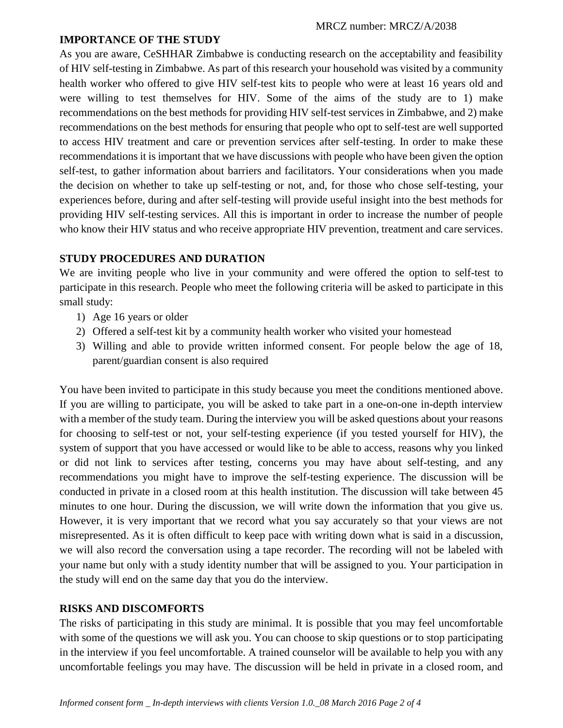## IMPORTANCE OF THE STUDY

As you are aware, CeSHHAR Zimbabwe is conducting research on the acceptability and feasibility of HIV self-testing in Zimbabwe. As part of this research your household was visited by a community health worker who offered to give HIV self-test kits to people who were at least 16 years old and were willing to test themselves for HIV. Some of the aims of the study are to 1) make recommendations on the best methods for providing HIV self-test services in Zimbabwe, and 2) make recommendations on the best methods for ensuring that people who opt to self-test are well supported to access HIV treatment and care or prevention services after self-testing. In order to make these recommendations it is important that we have discussions with people who have been given the option self-test, to gather information about barriers and facilitators. Your considerations when you made the decision on whether to take up self-testing or not, and, for those who chose self-testing, your experiences before, during and after self-testing will provide useful insight into the best methods for providing HIV self-testing services. All this is important in order to increase the number of people who know their HIV status and who receive appropriate HIV prevention, treatment and care services.

## STUDY PROCEDURES AND DURATION

We are inviting people who live in your community and were offered the option to self-test to participate in this research. People who meet the following criteria will be asked to participate in this small study:

1) Age 16 years or older
2) Offered a self-test kit by a community health worker who visited your homestead
3) Willing and able to provide written informed consent. For people below the age of 18, parent/guardian consent is also required

You have been invited to participate in this study because you meet the conditions mentioned above. If you are willing to participate, you will be asked to take part in a one-on-one in-depth interview with a member of the study team. During the interview you will be asked questions about your reasons for choosing to self-test or not, your self-testing experience (if you tested yourself for HIV), the system of support that you have accessed or would like to be able to access, reasons why you linked or did not link to services after testing, concerns you may have about self-testing, and any recommendations you might have to improve the self-testing experience. The discussion will be conducted in private in a closed room at this health institution. The discussion will take between 45 minutes to one hour. During the discussion, we will write down the information that you give us. However, it is very important that we record what you say accurately so that your views are not misrepresented. As it is often difficult to keep pace with writing down what is said in a discussion, we will also record the conversation using a tape recorder. The recording will not be labeled with your name but only with a study identity number that will be assigned to you. Your participation in the study will end on the same day that you do the interview.

## RISKS AND DISCOMFORTS

The risks of participating in this study are minimal. It is possible that you may feel uncomfortable with some of the questions we will ask you. You can choose to skip questions or to stop participating in the interview if you feel uncomfortable. A trained counselor will be available to help you with any uncomfortable feelings you may have. The discussion will be held in private in a closed room, and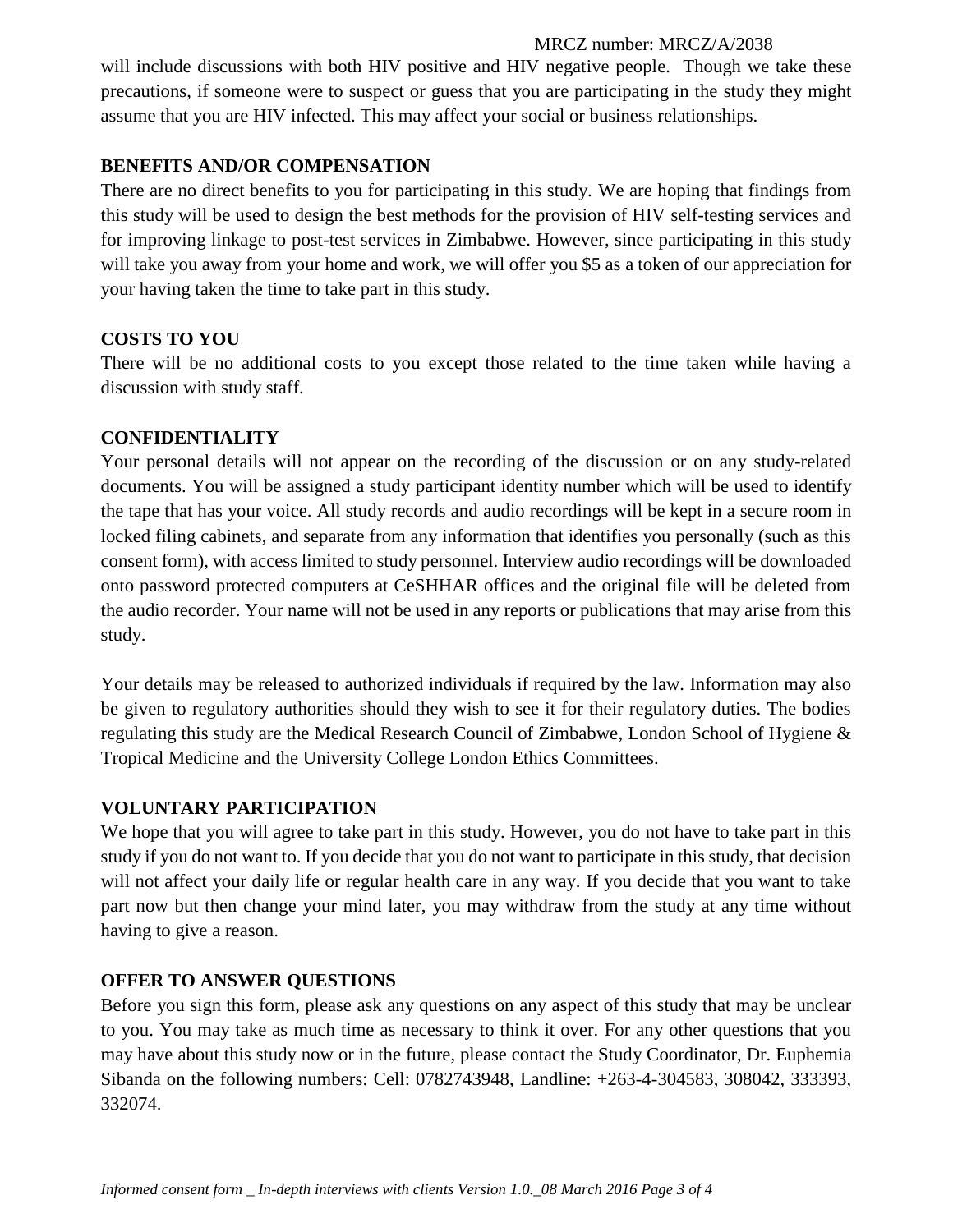will include discussions with both HIV positive and HIV negative people. Though we take these precautions, if someone were to suspect or guess that you are participating in the study they might assume that you are HIV infected. This may affect your social or business relationships.

**BENEFITS AND/OR COMPENSATION**

There are no direct benefits to you for participating in this study. We are hoping that findings from this study will be used to design the best methods for the provision of HIV self-testing services and for improving linkage to post-test services in Zimbabwe. However, since participating in this study will take you away from your home and work, we will offer you $5 as a token of our appreciation for your having taken the time to take part in this study.

**COSTS TO YOU**

There will be no additional costs to you except those related to the time taken while having a discussion with study staff.

**CONFIDENTIALITY**

Your personal details will not appear on the recording of the discussion or on any study-related documents. You will be assigned a study participant identity number which will be used to identify the tape that has your voice. All study records and audio recordings will be kept in a secure room in locked filing cabinets, and separate from any information that identifies you personally (such as this consent form), with access limited to study personnel. Interview audio recordings will be downloaded onto password protected computers at CeSHHAR offices and the original file will be deleted from the audio recorder. Your name will not be used in any reports or publications that may arise from this study.

Your details may be released to authorized individuals if required by the law. Information may also be given to regulatory authorities should they wish to see it for their regulatory duties. The bodies regulating this study are the Medical Research Council of Zimbabwe, London School of Hygiene & Tropical Medicine and the University College London Ethics Committees.

**VOLUNTARY PARTICIPATION**

We hope that you will agree to take part in this study. However, you do not have to take part in this study if you do not want to. If you decide that you do not want to participate in this study, that decision will not affect your daily life or regular health care in any way. If you decide that you want to take part now but then change your mind later, you may withdraw from the study at any time without having to give a reason.

**OFFER TO ANSWER QUESTIONS**

Before you sign this form, please ask any questions on any aspect of this study that may be unclear to you. You may take as much time as necessary to think it over. For any other questions that you may have about this study now or in the future, please contact the Study Coordinator, Dr. Euphemia Sibanda on the following numbers: Cell: 0782743948, Landline: +263-4-304583, 308042, 333393, 332074.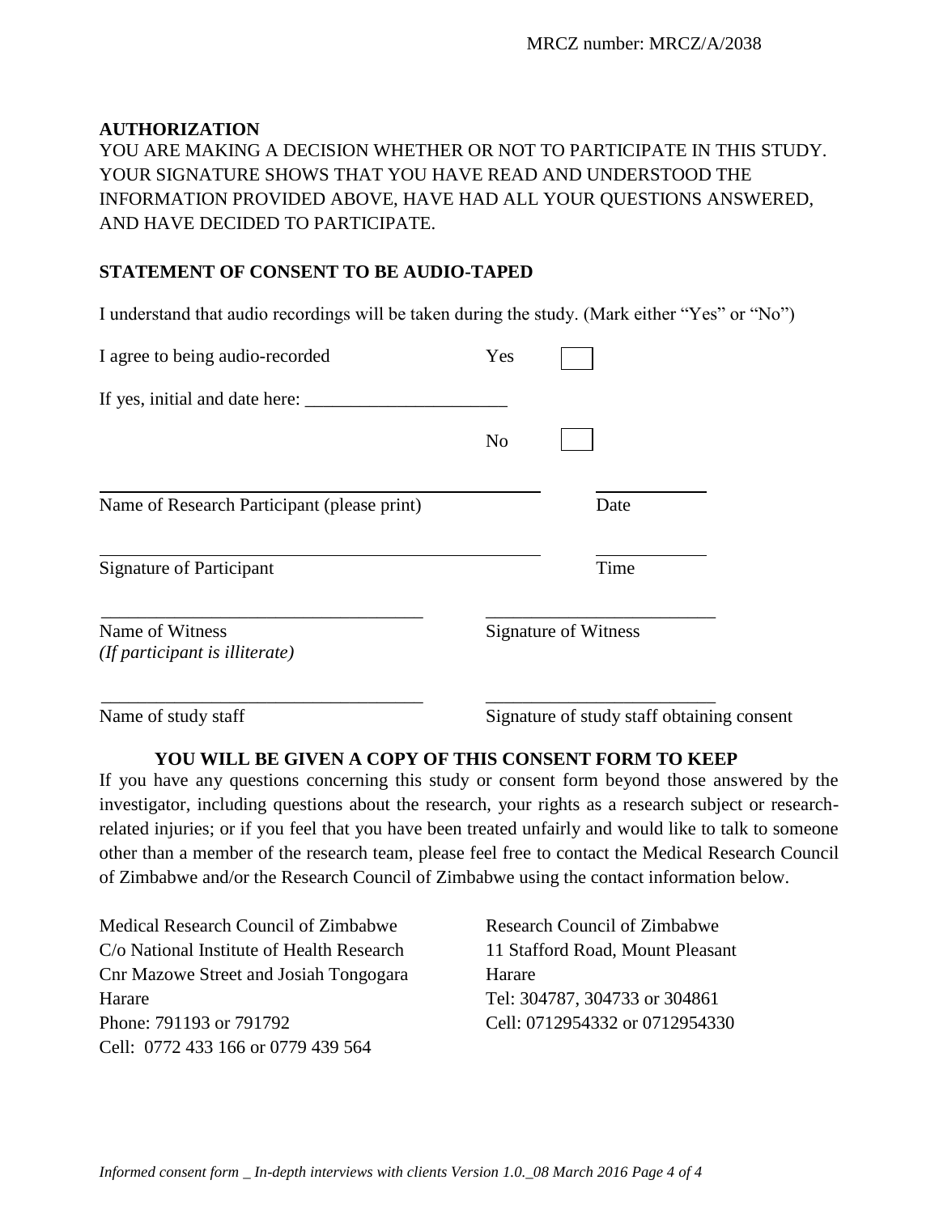**AUTHORIZATION**

YOU ARE MAKING A DECISION WHETHER OR NOT TO PARTICIPATE IN THIS STUDY. YOUR SIGNATURE SHOWS THAT YOU HAVE READ AND UNDERSTOOD THE INFORMATION PROVIDED ABOVE, HAVE HAD ALL YOUR QUESTIONS ANSWERED, AND HAVE DECIDED TO PARTICIPATE.

**STATEMENT OF CONSENT TO BE AUDIO-TAPED**

I understand that audio recordings will be taken during the study. (Mark either "Yes" or "No")

I agree to being audio-recorded Yes ☐

If yes, initial and date here: ______________________

No ☐

______________________________________________ ____________

Name of Research Participant (please print) Date

______________________________________________ ____________

Signature of Participant Time

____________________________________ __________________________

Name of Witness Signature of Witness
*(If participant is illiterate)*

____________________________________ __________________________

Name of study staff Signature of study staff obtaining consent

**YOU WILL BE GIVEN A COPY OF THIS CONSENT FORM TO KEEP**

If you have any questions concerning this study or consent form beyond those answered by the investigator, including questions about the research, your rights as a research subject or research-related injuries; or if you feel that you have been treated unfairly and would like to talk to someone other than a member of the research team, please feel free to contact the Medical Research Council of Zimbabwe and/or the Research Council of Zimbabwe using the contact information below.

Medical Research Council of Zimbabwe
C/o National Institute of Health Research
Cnr Mazowe Street and Josiah Tongogara
Harare
Phone: 791193 or 791792
Cell: 0772 433 166 or 0779 439 564

Research Council of Zimbabwe
11 Stafford Road, Mount Pleasant
Harare
Tel: 304787, 304733 or 304861
Cell: 0712954332 or 0712954330